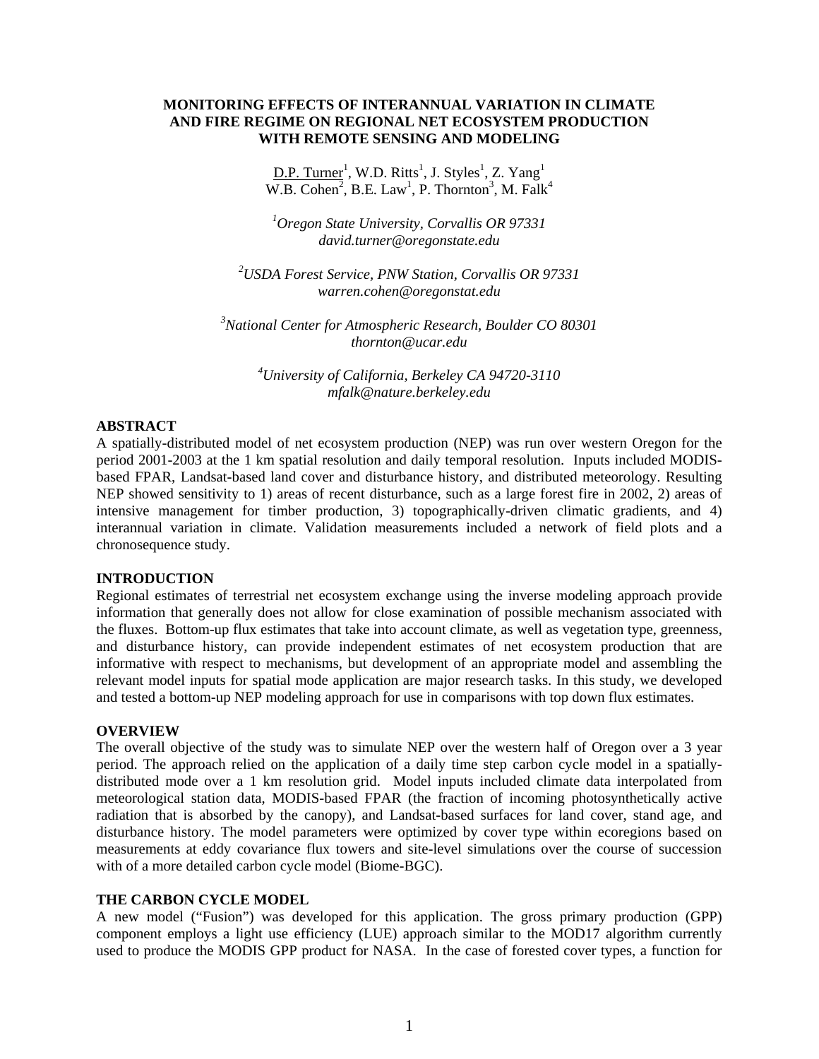# MONITORING EFFECTS OF INTERANNUAL VARIATION IN CLIMATE AND FIRE REGIME ON REGIONAL NET ECOSYSTEM PRODUCTION WITH REMOTE SENSING AND MODELING

D.P. Turner[1], W.D. Ritts[1], J. Styles[1], Z. Yang[1]
W.B. Cohen[2], B.E. Law[1], P. Thornton[3], M. Falk[4]

[1]*Oregon State University, Corvallis OR 97331*
*david.turner@oregonstate.edu*

[2]*USDA Forest Service, PNW Station, Corvallis OR 97331*
*warren.cohen@oregonstat.edu*

[3]*National Center for Atmospheric Research, Boulder CO 80301*
*thornton@ucar.edu*

[4]*University of California, Berkeley CA 94720-3110*
*mfalk@nature.berkeley.edu*

## ABSTRACT

A spatially-distributed model of net ecosystem production (NEP) was run over western Oregon for the period 2001-2003 at the 1 km spatial resolution and daily temporal resolution. Inputs included MODIS-based FPAR, Landsat-based land cover and disturbance history, and distributed meteorology. Resulting NEP showed sensitivity to 1) areas of recent disturbance, such as a large forest fire in 2002, 2) areas of intensive management for timber production, 3) topographically-driven climatic gradients, and 4) interannual variation in climate. Validation measurements included a network of field plots and a chronosequence study.

## INTRODUCTION

Regional estimates of terrestrial net ecosystem exchange using the inverse modeling approach provide information that generally does not allow for close examination of possible mechanism associated with the fluxes. Bottom-up flux estimates that take into account climate, as well as vegetation type, greenness, and disturbance history, can provide independent estimates of net ecosystem production that are informative with respect to mechanisms, but development of an appropriate model and assembling the relevant model inputs for spatial mode application are major research tasks. In this study, we developed and tested a bottom-up NEP modeling approach for use in comparisons with top down flux estimates.

## OVERVIEW

The overall objective of the study was to simulate NEP over the western half of Oregon over a 3 year period. The approach relied on the application of a daily time step carbon cycle model in a spatially-distributed mode over a 1 km resolution grid. Model inputs included climate data interpolated from meteorological station data, MODIS-based FPAR (the fraction of incoming photosynthetically active radiation that is absorbed by the canopy), and Landsat-based surfaces for land cover, stand age, and disturbance history. The model parameters were optimized by cover type within ecoregions based on measurements at eddy covariance flux towers and site-level simulations over the course of succession with of a more detailed carbon cycle model (Biome-BGC).

## THE CARBON CYCLE MODEL

A new model ("Fusion") was developed for this application. The gross primary production (GPP) component employs a light use efficiency (LUE) approach similar to the MOD17 algorithm currently used to produce the MODIS GPP product for NASA. In the case of forested cover types, a function for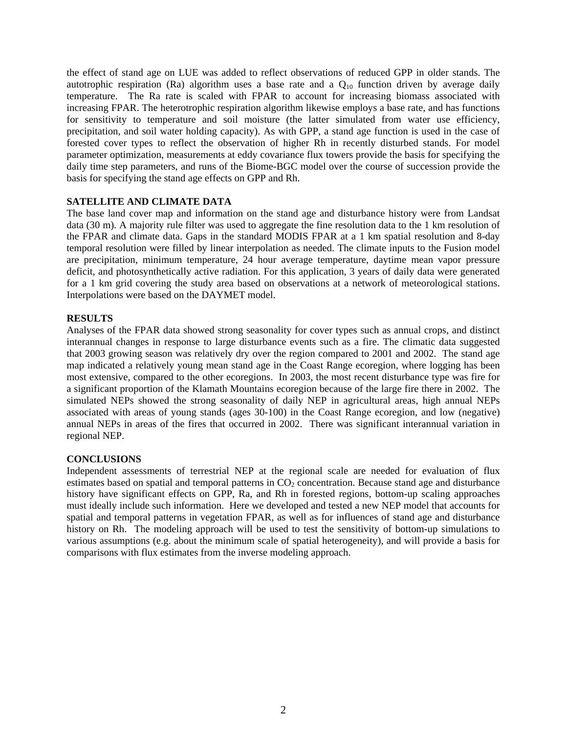the effect of stand age on LUE was added to reflect observations of reduced GPP in older stands. The autotrophic respiration (Ra) algorithm uses a base rate and a $Q_{10}$ function driven by average daily temperature. The Ra rate is scaled with FPAR to account for increasing biomass associated with increasing FPAR. The heterotrophic respiration algorithm likewise employs a base rate, and has functions for sensitivity to temperature and soil moisture (the latter simulated from water use efficiency, precipitation, and soil water holding capacity). As with GPP, a stand age function is used in the case of forested cover types to reflect the observation of higher Rh in recently disturbed stands. For model parameter optimization, measurements at eddy covariance flux towers provide the basis for specifying the daily time step parameters, and runs of the Biome-BGC model over the course of succession provide the basis for specifying the stand age effects on GPP and Rh.

**SATELLITE AND CLIMATE DATA**

The base land cover map and information on the stand age and disturbance history were from Landsat data (30 m). A majority rule filter was used to aggregate the fine resolution data to the 1 km resolution of the FPAR and climate data. Gaps in the standard MODIS FPAR at a 1 km spatial resolution and 8-day temporal resolution were filled by linear interpolation as needed. The climate inputs to the Fusion model are precipitation, minimum temperature, 24 hour average temperature, daytime mean vapor pressure deficit, and photosynthetically active radiation. For this application, 3 years of daily data were generated for a 1 km grid covering the study area based on observations at a network of meteorological stations. Interpolations were based on the DAYMET model.

**RESULTS**

Analyses of the FPAR data showed strong seasonality for cover types such as annual crops, and distinct interannual changes in response to large disturbance events such as a fire. The climatic data suggested that 2003 growing season was relatively dry over the region compared to 2001 and 2002. The stand age map indicated a relatively young mean stand age in the Coast Range ecoregion, where logging has been most extensive, compared to the other ecoregions. In 2003, the most recent disturbance type was fire for a significant proportion of the Klamath Mountains ecoregion because of the large fire there in 2002. The simulated NEPs showed the strong seasonality of daily NEP in agricultural areas, high annual NEPs associated with areas of young stands (ages 30-100) in the Coast Range ecoregion, and low (negative) annual NEPs in areas of the fires that occurred in 2002. There was significant interannual variation in regional NEP.

**CONCLUSIONS**

Independent assessments of terrestrial NEP at the regional scale are needed for evaluation of flux estimates based on spatial and temporal patterns in $CO_2$ concentration. Because stand age and disturbance history have significant effects on GPP, Ra, and Rh in forested regions, bottom-up scaling approaches must ideally include such information. Here we developed and tested a new NEP model that accounts for spatial and temporal patterns in vegetation FPAR, as well as for influences of stand age and disturbance history on Rh. The modeling approach will be used to test the sensitivity of bottom-up simulations to various assumptions (e.g. about the minimum scale of spatial heterogeneity), and will provide a basis for comparisons with flux estimates from the inverse modeling approach.